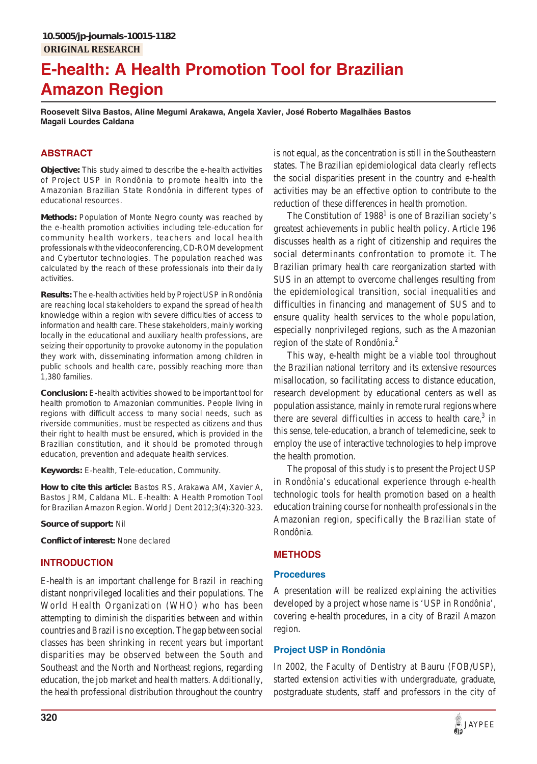10.5005/jp-journals-10015-1182

ORIGINAL RESEARCH

# E-health: A Health Promotion Tool for Brazilian Amazon Region

**Roosevelt Silva Bastos, Aline Megumi Arakawa, Angela Xavier, José Roberto Magalhães Bastos Magali Lourdes Caldana**

## ABSTRACT

**Objective:** This study aimed to describe the e-health activities of Project USP in Rondônia to promote health into the Amazonian Brazilian State Rondônia in different types of educational resources.

**Methods:** Population of Monte Negro county was reached by the e-health promotion activities including tele-education for community health workers, teachers and local health professionals with the videoconferencing, CD-ROM development and Cybertutor technologies. The population reached was calculated by the reach of these professionals into their daily activities.

**Results:** The e-health activities held by Project USP in Rondônia are reaching local stakeholders to expand the spread of health knowledge within a region with severe difficulties of access to information and health care. These stakeholders, mainly working locally in the educational and auxiliary health professions, are seizing their opportunity to provoke autonomy in the population they work with, disseminating information among children in public schools and health care, possibly reaching more than 1,380 families.

**Conclusion:** E-health activities showed to be important tool for health promotion to Amazonian communities. People living in regions with difficult access to many social needs, such as riverside communities, must be respected as citizens and thus their right to health must be ensured, which is provided in the Brazilian constitution, and it should be promoted through education, prevention and adequate health services.

**Keywords:** E-health, Tele-education, Community.

**How to cite this article:** Bastos RS, Arakawa AM, Xavier A, Bastos JRM, Caldana ML. E-health: A Health Promotion Tool for Brazilian Amazon Region. World J Dent 2012;3(4):320-323.

**Source of support:** Nil

**Conflict of interest:** None declared

## INTRODUCTION

E-health is an important challenge for Brazil in reaching distant nonprivileged localities and their populations. The World Health Organization (WHO) who has been attempting to diminish the disparities between and within countries and Brazil is no exception. The gap between social classes has been shrinking in recent years but important disparities may be observed between the South and Southeast and the North and Northeast regions, regarding education, the job market and health matters. Additionally, the health professional distribution throughout the country is not equal, as the concentration is still in the Southeastern states. The Brazilian epidemiological data clearly reflects the social disparities present in the country and e-health activities may be an effective option to contribute to the reduction of these differences in health promotion.

The Constitution of 1988[1] is one of Brazilian society's greatest achievements in public health policy. Article 196 discusses health as a right of citizenship and requires the social determinants confrontation to promote it. The Brazilian primary health care reorganization started with SUS in an attempt to overcome challenges resulting from the epidemiological transition, social inequalities and difficulties in financing and management of SUS and to ensure quality health services to the whole population, especially nonprivileged regions, such as the Amazonian region of the state of Rondônia.[2]

This way, e-health might be a viable tool throughout the Brazilian national territory and its extensive resources misallocation, so facilitating access to distance education, research development by educational centers as well as population assistance, mainly in remote rural regions where there are several difficulties in access to health care,[3] in this sense, tele-education, a branch of telemedicine, seek to employ the use of interactive technologies to help improve the health promotion.

The proposal of this study is to present the Project USP in Rondônia's educational experience through e-health technologic tools for health promotion based on a health education training course for nonhealth professionals in the Amazonian region, specifically the Brazilian state of Rondônia.

## METHODS

### Procedures

A presentation will be realized explaining the activities developed by a project whose name is 'USP in Rondônia', covering e-health procedures, in a city of Brazil Amazon region.

### Project USP in Rondônia

In 2002, the Faculty of Dentistry at Bauru (FOB/USP), started extension activities with undergraduate, graduate, postgraduate students, staff and professors in the city of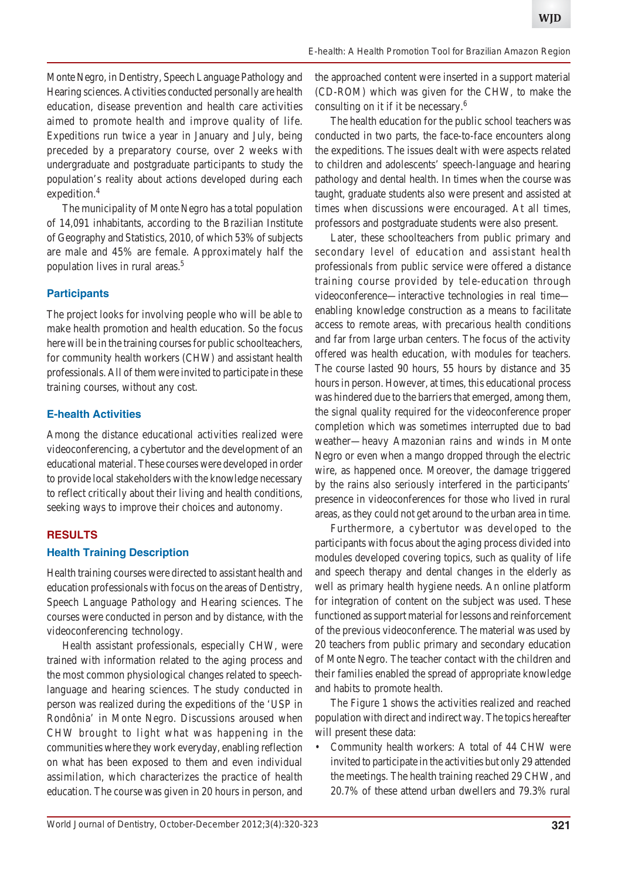Monte Negro, in Dentistry, Speech Language Pathology and Hearing sciences. Activities conducted personally are health education, disease prevention and health care activities aimed to promote health and improve quality of life. Expeditions run twice a year in January and July, being preceded by a preparatory course, over 2 weeks with undergraduate and postgraduate participants to study the population's reality about actions developed during each expedition.[4]

The municipality of Monte Negro has a total population of 14,091 inhabitants, according to the Brazilian Institute of Geography and Statistics, 2010, of which 53% of subjects are male and 45% are female. Approximately half the population lives in rural areas.[5]

### Participants

The project looks for involving people who will be able to make health promotion and health education. So the focus here will be in the training courses for public schoolteachers, for community health workers (CHW) and assistant health professionals. All of them were invited to participate in these training courses, without any cost.

### E-health Activities

Among the distance educational activities realized were videoconferencing, a cybertutor and the development of an educational material. These courses were developed in order to provide local stakeholders with the knowledge necessary to reflect critically about their living and health conditions, seeking ways to improve their choices and autonomy.

## RESULTS

### Health Training Description

Health training courses were directed to assistant health and education professionals with focus on the areas of Dentistry, Speech Language Pathology and Hearing sciences. The courses were conducted in person and by distance, with the videoconferencing technology.

Health assistant professionals, especially CHW, were trained with information related to the aging process and the most common physiological changes related to speech-language and hearing sciences. The study conducted in person was realized during the expeditions of the 'USP in Rondônia' in Monte Negro. Discussions aroused when CHW brought to light what was happening in the communities where they work everyday, enabling reflection on what has been exposed to them and even individual assimilation, which characterizes the practice of health education. The course was given in 20 hours in person, and the approached content were inserted in a support material (CD-ROM) which was given for the CHW, to make the consulting on it if it be necessary.[6]

The health education for the public school teachers was conducted in two parts, the face-to-face encounters along the expeditions. The issues dealt with were aspects related to children and adolescents' speech-language and hearing pathology and dental health. In times when the course was taught, graduate students also were present and assisted at times when discussions were encouraged. At all times, professors and postgraduate students were also present.

Later, these schoolteachers from public primary and secondary level of education and assistant health professionals from public service were offered a distance training course provided by tele-education through videoconference—interactive technologies in real time—enabling knowledge construction as a means to facilitate access to remote areas, with precarious health conditions and far from large urban centers. The focus of the activity offered was health education, with modules for teachers. The course lasted 90 hours, 55 hours by distance and 35 hours in person. However, at times, this educational process was hindered due to the barriers that emerged, among them, the signal quality required for the videoconference proper completion which was sometimes interrupted due to bad weather—heavy Amazonian rains and winds in Monte Negro or even when a mango dropped through the electric wire, as happened once. Moreover, the damage triggered by the rains also seriously interfered in the participants' presence in videoconferences for those who lived in rural areas, as they could not get around to the urban area in time.

Furthermore, a cybertutor was developed to the participants with focus about the aging process divided into modules developed covering topics, such as quality of life and speech therapy and dental changes in the elderly as well as primary health hygiene needs. An online platform for integration of content on the subject was used. These functioned as support material for lessons and reinforcement of the previous videoconference. The material was used by 20 teachers from public primary and secondary education of Monte Negro. The teacher contact with the children and their families enabled the spread of appropriate knowledge and habits to promote health.

The Figure 1 shows the activities realized and reached population with direct and indirect way. The topics hereafter will present these data:

- Community health workers: A total of 44 CHW were invited to participate in the activities but only 29 attended the meetings. The health training reached 29 CHW, and 20.7% of these attend urban dwellers and 79.3% rural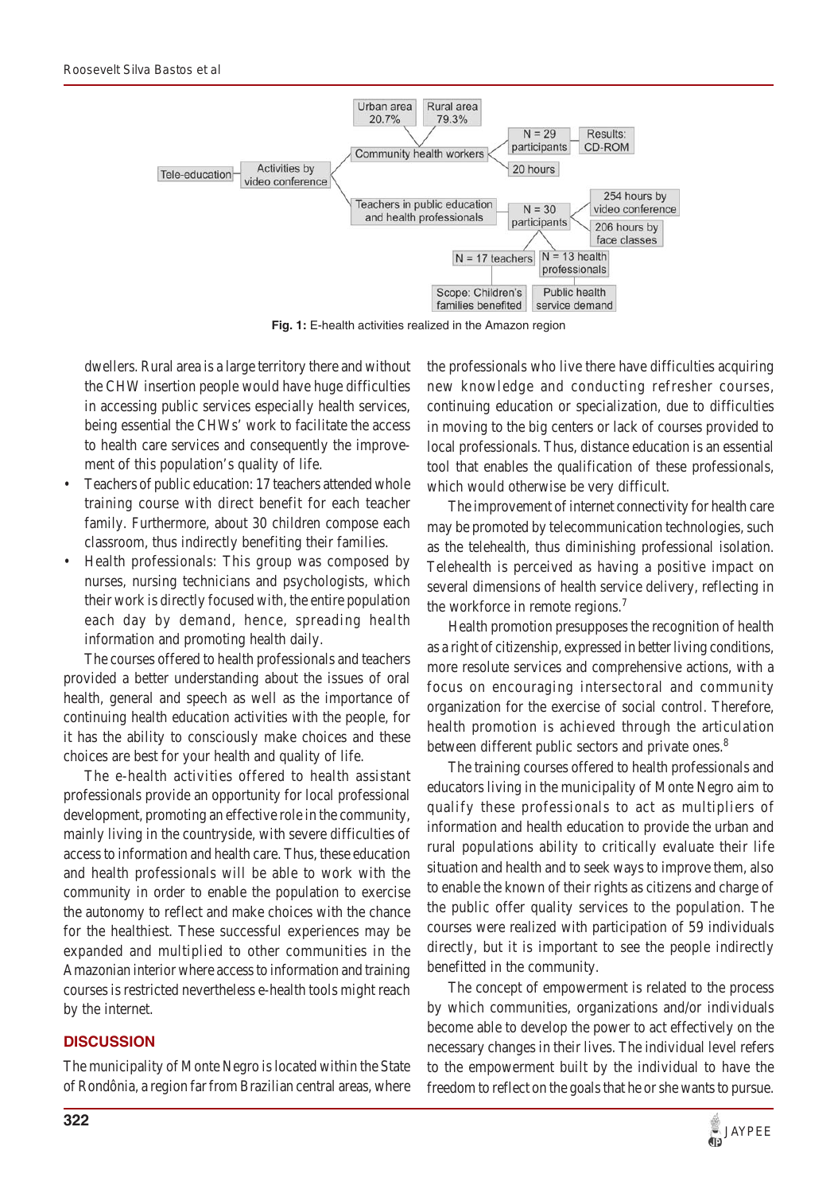Fig. 1: E-health activities realized in the Amazon region

dwellers. Rural area is a large territory there and without the CHW insertion people would have huge difficulties in accessing public services especially health services, being essential the CHWs' work to facilitate the access to health care services and consequently the improvement of this population's quality of life.

- Teachers of public education: 17 teachers attended whole training course with direct benefit for each teacher family. Furthermore, about 30 children compose each classroom, thus indirectly benefiting their families.
- Health professionals: This group was composed by nurses, nursing technicians and psychologists, which their work is directly focused with, the entire population each day by demand, hence, spreading health information and promoting health daily.

The courses offered to health professionals and teachers provided a better understanding about the issues of oral health, general and speech as well as the importance of continuing health education activities with the people, for it has the ability to consciously make choices and these choices are best for your health and quality of life.

The e-health activities offered to health assistant professionals provide an opportunity for local professional development, promoting an effective role in the community, mainly living in the countryside, with severe difficulties of access to information and health care. Thus, these education and health professionals will be able to work with the community in order to enable the population to exercise the autonomy to reflect and make choices with the chance for the healthiest. These successful experiences may be expanded and multiplied to other communities in the Amazonian interior where access to information and training courses is restricted nevertheless e-health tools might reach by the internet.

## DISCUSSION

The municipality of Monte Negro is located within the State of Rondônia, a region far from Brazilian central areas, where the professionals who live there have difficulties acquiring new knowledge and conducting refresher courses, continuing education or specialization, due to difficulties in moving to the big centers or lack of courses provided to local professionals. Thus, distance education is an essential tool that enables the qualification of these professionals, which would otherwise be very difficult.

The improvement of internet connectivity for health care may be promoted by telecommunication technologies, such as the telehealth, thus diminishing professional isolation. Telehealth is perceived as having a positive impact on several dimensions of health service delivery, reflecting in the workforce in remote regions.[7]

Health promotion presupposes the recognition of health as a right of citizenship, expressed in better living conditions, more resolute services and comprehensive actions, with a focus on encouraging intersectoral and community organization for the exercise of social control. Therefore, health promotion is achieved through the articulation between different public sectors and private ones.[8]

The training courses offered to health professionals and educators living in the municipality of Monte Negro aim to qualify these professionals to act as multipliers of information and health education to provide the urban and rural populations ability to critically evaluate their life situation and health and to seek ways to improve them, also to enable the known of their rights as citizens and charge of the public offer quality services to the population. The courses were realized with participation of 59 individuals directly, but it is important to see the people indirectly benefitted in the community.

The concept of empowerment is related to the process by which communities, organizations and/or individuals become able to develop the power to act effectively on the necessary changes in their lives. The individual level refers to the empowerment built by the individual to have the freedom to reflect on the goals that he or she wants to pursue.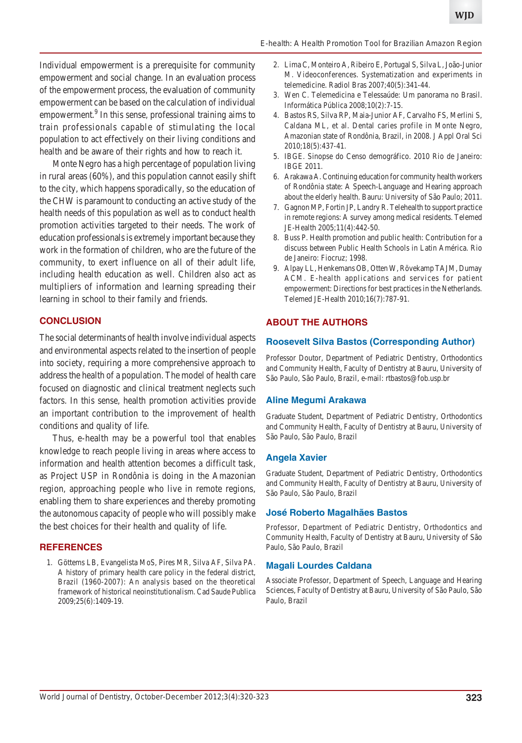Individual empowerment is a prerequisite for community empowerment and social change. In an evaluation process of the empowerment process, the evaluation of community empowerment can be based on the calculation of individual empowerment.[9] In this sense, professional training aims to train professionals capable of stimulating the local population to act effectively on their living conditions and health and be aware of their rights and how to reach it.

Monte Negro has a high percentage of population living in rural areas (60%), and this population cannot easily shift to the city, which happens sporadically, so the education of the CHW is paramount to conducting an active study of the health needs of this population as well as to conduct health promotion activities targeted to their needs. The work of education professionals is extremely important because they work in the formation of children, who are the future of the community, to exert influence on all of their adult life, including health education as well. Children also act as multipliers of information and learning spreading their learning in school to their family and friends.

## CONCLUSION

The social determinants of health involve individual aspects and environmental aspects related to the insertion of people into society, requiring a more comprehensive approach to address the health of a population. The model of health care focused on diagnostic and clinical treatment neglects such factors. In this sense, health promotion activities provide an important contribution to the improvement of health conditions and quality of life.

Thus, e-health may be a powerful tool that enables knowledge to reach people living in areas where access to information and health attention becomes a difficult task, as Project USP in Rondônia is doing in the Amazonian region, approaching people who live in remote regions, enabling them to share experiences and thereby promoting the autonomous capacity of people who will possibly make the best choices for their health and quality of life.

## REFERENCES

1. Göttems LB, Evangelista MoS, Pires MR, Silva AF, Silva PA. A history of primary health care policy in the federal district, Brazil (1960-2007): An analysis based on the theoretical framework of historical neoinstitutionalism. Cad Saude Publica 2009;25(6):1409-19.
2. Lima C, Monteiro A, Ribeiro E, Portugal S, Silva L, João-Junior M. Videoconferences. Systematization and experiments in telemedicine. Radiol Bras 2007;40(5):341-44.
3. Wen C. Telemedicina e Telessaúde: Um panorama no Brasil. Informática Pública 2008;10(2):7-15.
4. Bastos RS, Silva RP, Maia-Junior AF, Carvalho FS, Merlini S, Caldana ML, et al. Dental caries profile in Monte Negro, Amazonian state of Rondônia, Brazil, in 2008. J Appl Oral Sci 2010;18(5):437-41.
5. IBGE. Sinopse do Censo demográfico. 2010 Rio de Janeiro: IBGE 2011.
6. Arakawa A. Continuing education for community health workers of Rondônia state: A Speech-Language and Hearing approach about the elderly health. Bauru: University of São Paulo; 2011.
7. Gagnon MP, Fortin JP, Landry R. Telehealth to support practice in remote regions: A survey among medical residents. Telemed JE-Health 2005;11(4):442-50.
8. Buss P. Health promotion and public health: Contribution for a discuss between Public Health Schools in Latin América. Rio de Janeiro: Fiocruz; 1998.
9. Alpay LL, Henkemans OB, Otten W, Rövekamp TAJM, Dumay ACM. E-health applications and services for patient empowerment: Directions for best practices in the Netherlands. Telemed JE-Health 2010;16(7):787-91.

## ABOUT THE AUTHORS

### Roosevelt Silva Bastos (Corresponding Author)

Professor Doutor, Department of Pediatric Dentistry, Orthodontics and Community Health, Faculty of Dentistry at Bauru, University of São Paulo, São Paulo, Brazil, e-mail: rtbastos@fob.usp.br

### Aline Megumi Arakawa

Graduate Student, Department of Pediatric Dentistry, Orthodontics and Community Health, Faculty of Dentistry at Bauru, University of São Paulo, São Paulo, Brazil

### Angela Xavier

Graduate Student, Department of Pediatric Dentistry, Orthodontics and Community Health, Faculty of Dentistry at Bauru, University of São Paulo, São Paulo, Brazil

### José Roberto Magalhães Bastos

Professor, Department of Pediatric Dentistry, Orthodontics and Community Health, Faculty of Dentistry at Bauru, University of São Paulo, São Paulo, Brazil

### Magali Lourdes Caldana

Associate Professor, Department of Speech, Language and Hearing Sciences, Faculty of Dentistry at Bauru, University of São Paulo, São Paulo, Brazil